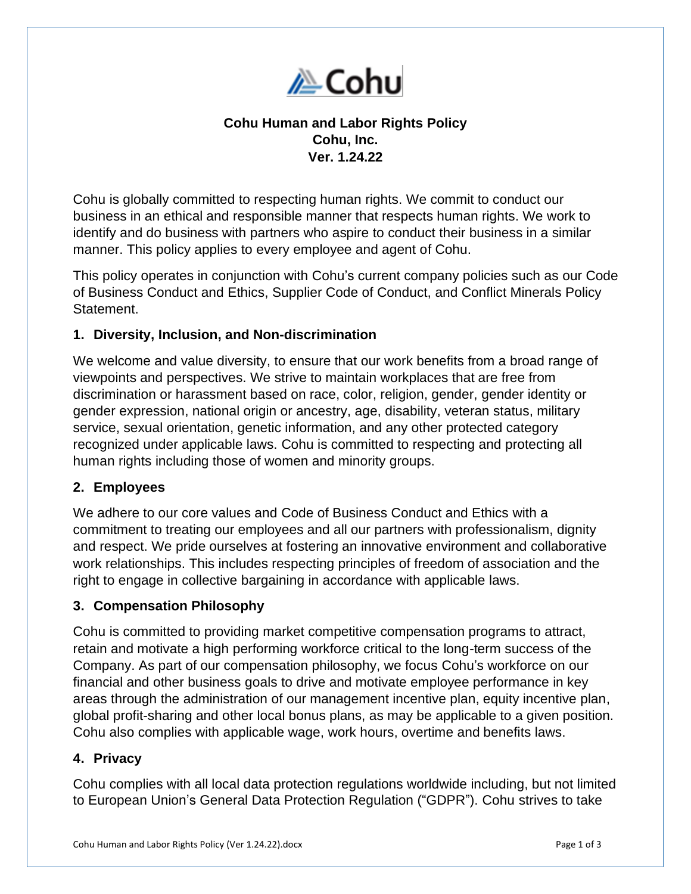# Cohu Human and Labor Rights Policy
**Cohu, Inc.**
**Ver. 1.24.22**

Cohu is globally committed to respecting human rights. We commit to conduct our business in an ethical and responsible manner that respects human rights. We work to identify and do business with partners who aspire to conduct their business in a similar manner. This policy applies to every employee and agent of Cohu.

This policy operates in conjunction with Cohu's current company policies such as our Code of Business Conduct and Ethics, Supplier Code of Conduct, and Conflict Minerals Policy Statement.

## 1. Diversity, Inclusion, and Non-discrimination

We welcome and value diversity, to ensure that our work benefits from a broad range of viewpoints and perspectives. We strive to maintain workplaces that are free from discrimination or harassment based on race, color, religion, gender, gender identity or gender expression, national origin or ancestry, age, disability, veteran status, military service, sexual orientation, genetic information, and any other protected category recognized under applicable laws. Cohu is committed to respecting and protecting all human rights including those of women and minority groups.

## 2. Employees

We adhere to our core values and Code of Business Conduct and Ethics with a commitment to treating our employees and all our partners with professionalism, dignity and respect. We pride ourselves at fostering an innovative environment and collaborative work relationships. This includes respecting principles of freedom of association and the right to engage in collective bargaining in accordance with applicable laws.

## 3. Compensation Philosophy

Cohu is committed to providing market competitive compensation programs to attract, retain and motivate a high performing workforce critical to the long-term success of the Company. As part of our compensation philosophy, we focus Cohu's workforce on our financial and other business goals to drive and motivate employee performance in key areas through the administration of our management incentive plan, equity incentive plan, global profit-sharing and other local bonus plans, as may be applicable to a given position. Cohu also complies with applicable wage, work hours, overtime and benefits laws.

## 4. Privacy

Cohu complies with all local data protection regulations worldwide including, but not limited to European Union's General Data Protection Regulation ("GDPR"). Cohu strives to take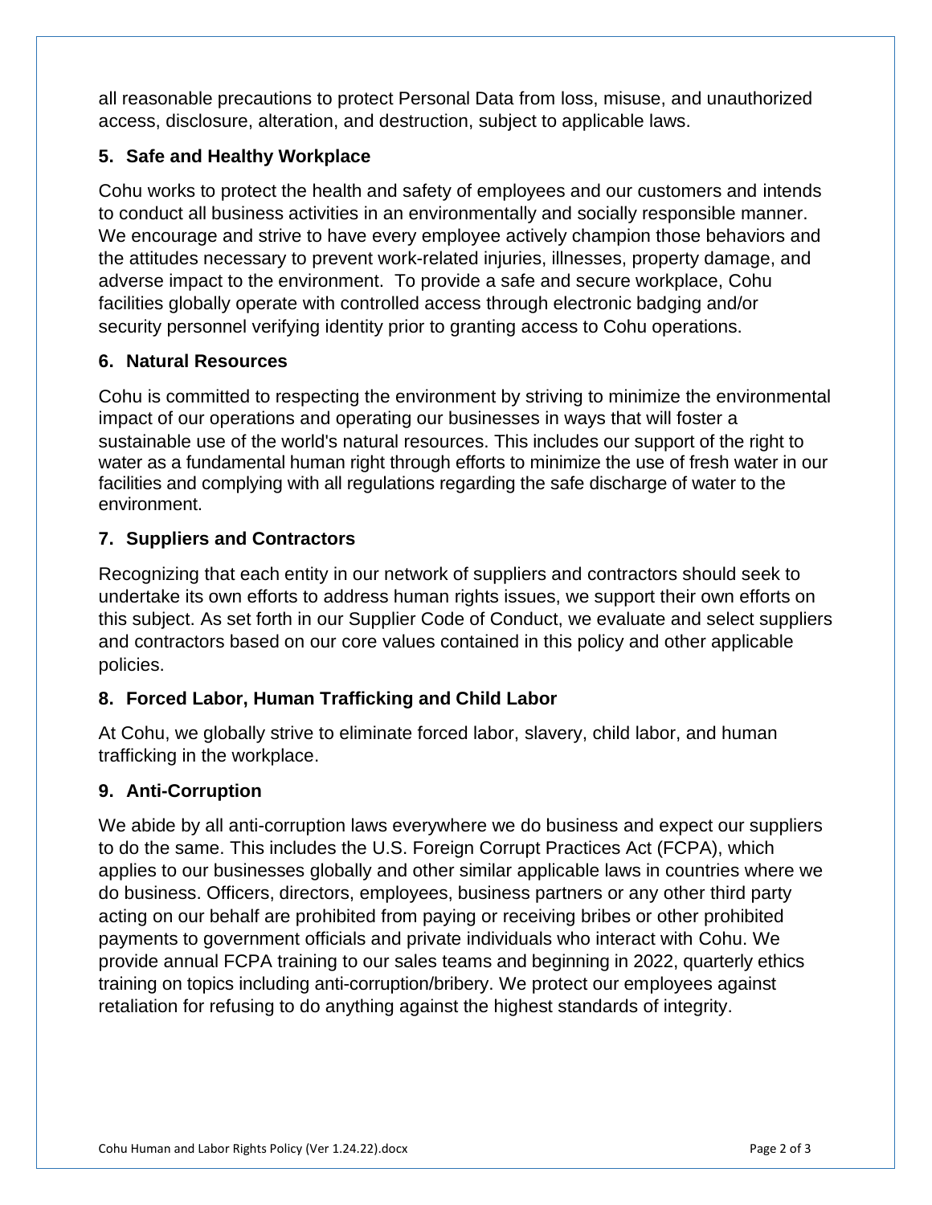all reasonable precautions to protect Personal Data from loss, misuse, and unauthorized access, disclosure, alteration, and destruction, subject to applicable laws.

## 5. Safe and Healthy Workplace

Cohu works to protect the health and safety of employees and our customers and intends to conduct all business activities in an environmentally and socially responsible manner. We encourage and strive to have every employee actively champion those behaviors and the attitudes necessary to prevent work-related injuries, illnesses, property damage, and adverse impact to the environment. To provide a safe and secure workplace, Cohu facilities globally operate with controlled access through electronic badging and/or security personnel verifying identity prior to granting access to Cohu operations.

## 6. Natural Resources

Cohu is committed to respecting the environment by striving to minimize the environmental impact of our operations and operating our businesses in ways that will foster a sustainable use of the world's natural resources. This includes our support of the right to water as a fundamental human right through efforts to minimize the use of fresh water in our facilities and complying with all regulations regarding the safe discharge of water to the environment.

## 7. Suppliers and Contractors

Recognizing that each entity in our network of suppliers and contractors should seek to undertake its own efforts to address human rights issues, we support their own efforts on this subject. As set forth in our Supplier Code of Conduct, we evaluate and select suppliers and contractors based on our core values contained in this policy and other applicable policies.

## 8. Forced Labor, Human Trafficking and Child Labor

At Cohu, we globally strive to eliminate forced labor, slavery, child labor, and human trafficking in the workplace.

## 9. Anti-Corruption

We abide by all anti-corruption laws everywhere we do business and expect our suppliers to do the same. This includes the U.S. Foreign Corrupt Practices Act (FCPA), which applies to our businesses globally and other similar applicable laws in countries where we do business. Officers, directors, employees, business partners or any other third party acting on our behalf are prohibited from paying or receiving bribes or other prohibited payments to government officials and private individuals who interact with Cohu. We provide annual FCPA training to our sales teams and beginning in 2022, quarterly ethics training on topics including anti-corruption/bribery. We protect our employees against retaliation for refusing to do anything against the highest standards of integrity.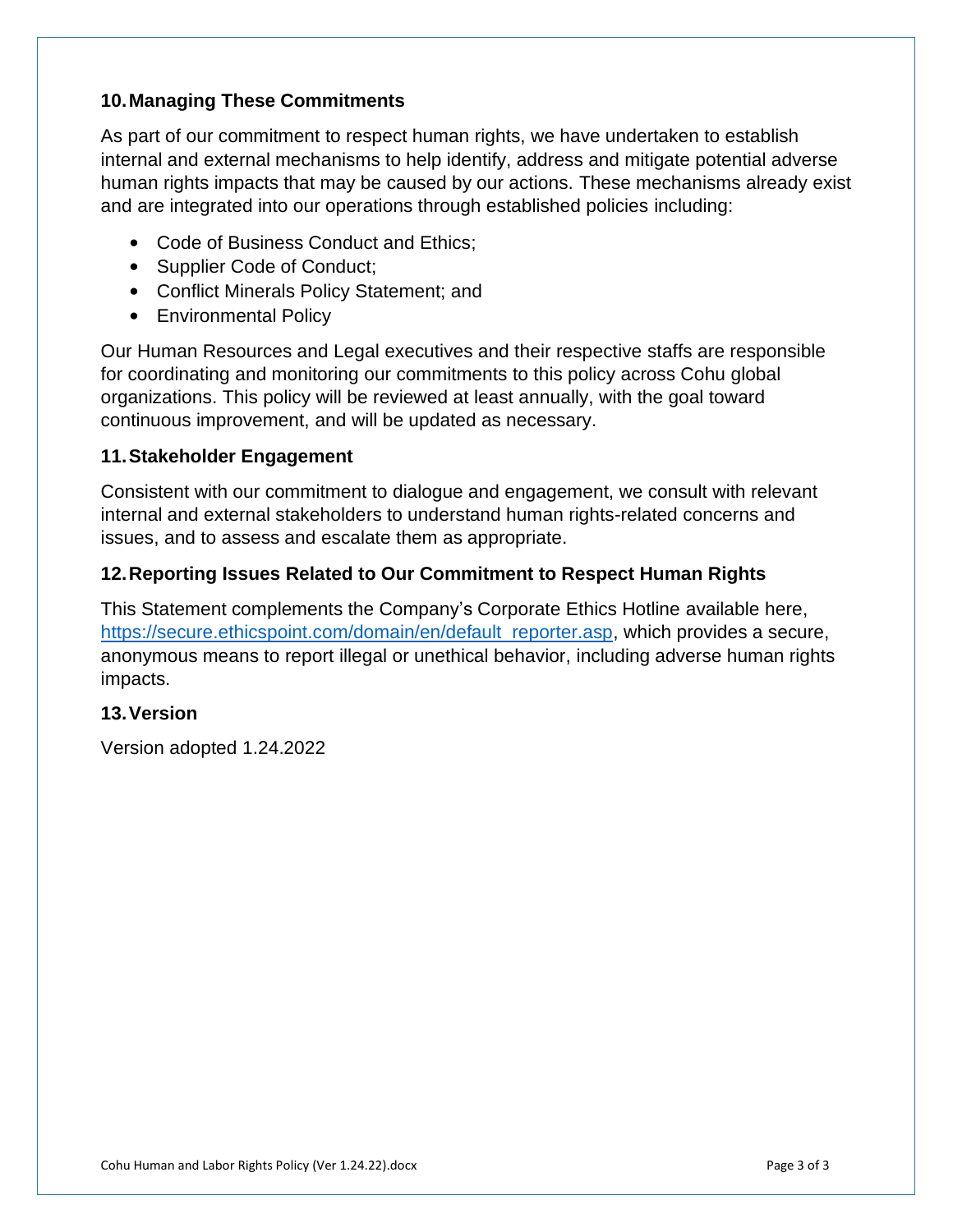## 10. Managing These Commitments

As part of our commitment to respect human rights, we have undertaken to establish internal and external mechanisms to help identify, address and mitigate potential adverse human rights impacts that may be caused by our actions. These mechanisms already exist and are integrated into our operations through established policies including:

- Code of Business Conduct and Ethics;
- Supplier Code of Conduct;
- Conflict Minerals Policy Statement; and
- Environmental Policy

Our Human Resources and Legal executives and their respective staffs are responsible for coordinating and monitoring our commitments to this policy across Cohu global organizations. This policy will be reviewed at least annually, with the goal toward continuous improvement, and will be updated as necessary.

## 11. Stakeholder Engagement

Consistent with our commitment to dialogue and engagement, we consult with relevant internal and external stakeholders to understand human rights-related concerns and issues, and to assess and escalate them as appropriate.

## 12. Reporting Issues Related to Our Commitment to Respect Human Rights

This Statement complements the Company's Corporate Ethics Hotline available here, [https://secure.ethicspoint.com/domain/en/default_reporter.asp](https://secure.ethicspoint.com/domain/en/default_reporter.asp), which provides a secure, anonymous means to report illegal or unethical behavior, including adverse human rights impacts.

## 13. Version

Version adopted 1.24.2022